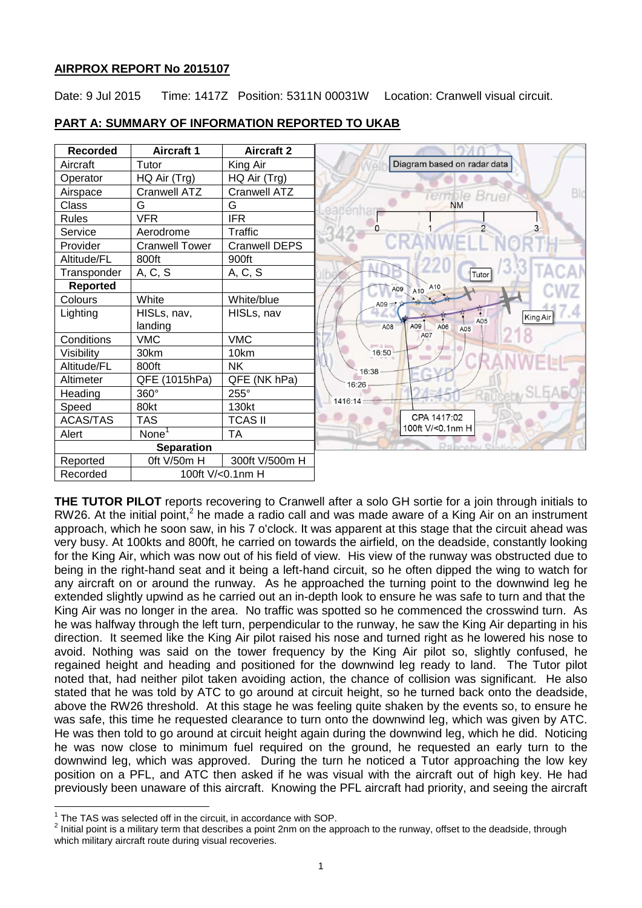## AIRPROX REPORT No 2015107

Date: 9 Jul 2015 Time: 1417Z Position: 5311N 00031W Location: Cranwell visual circuit.

## PART A: SUMMARY OF INFORMATION REPORTED TO UKAB

| Recorded | Aircraft 1 | Aircraft 2 |
|---|---|---|
| Aircraft | Tutor | King Air |
| Operator | HQ Air (Trg) | HQ Air (Trg) |
| Airspace | Cranwell ATZ | Cranwell ATZ |
| Class | G | G |
| Rules | VFR | IFR |
| Service | Aerodrome | Traffic |
| Provider | Cranwell Tower | Cranwell DEPS |
| Altitude/FL | 800ft | 900ft |
| Transponder | A, C, S | A, C, S |
| **Reported** | | |
| Colours | White | White/blue |
| Lighting | HISLs, nav, landing | HISLs, nav |
| Conditions | VMC | VMC |
| Visibility | 30km | 10km |
| Altitude/FL | 800ft | NK |
| Altimeter | QFE (1015hPa) | QFE (NK hPa) |
| Heading | 360° | 255° |
| Speed | 80kt | 130kt |
| ACAS/TAS | TAS | TCAS II |
| Alert | None[1] | TA |
| **Separation** | | |
| Reported | 0ft V/50m H | 300ft V/500m H |
| Recorded | 100ft V/<0.1nm H | |

Diagram based on radar data

CPA 1417:02
100ft V/<0.1nm H

**THE TUTOR PILOT** reports recovering to Cranwell after a solo GH sortie for a join through initials to RW26. At the initial point,[2] he made a radio call and was made aware of a King Air on an instrument approach, which he soon saw, in his 7 o'clock. It was apparent at this stage that the circuit ahead was very busy. At 100kts and 800ft, he carried on towards the airfield, on the deadside, constantly looking for the King Air, which was now out of his field of view. His view of the runway was obstructed due to being in the right-hand seat and it being a left-hand circuit, so he often dipped the wing to watch for any aircraft on or around the runway. As he approached the turning point to the downwind leg he extended slightly upwind as he carried out an in-depth look to ensure he was safe to turn and that the King Air was no longer in the area. No traffic was spotted so he commenced the crosswind turn. As he was halfway through the left turn, perpendicular to the runway, he saw the King Air departing in his direction. It seemed like the King Air pilot raised his nose and turned right as he lowered his nose to avoid. Nothing was said on the tower frequency by the King Air pilot so, slightly confused, he regained height and heading and positioned for the downwind leg ready to land. The Tutor pilot noted that, had neither pilot taken avoiding action, the chance of collision was significant. He also stated that he was told by ATC to go around at circuit height, so he turned back onto the deadside, above the RW26 threshold. At this stage he was feeling quite shaken by the events so, to ensure he was safe, this time he requested clearance to turn onto the downwind leg, which was given by ATC. He was then told to go around at circuit height again during the downwind leg, which he did. Noticing he was now close to minimum fuel required on the ground, he requested an early turn to the downwind leg, which was approved. During the turn he noticed a Tutor approaching the low key position on a PFL, and ATC then asked if he was visual with the aircraft out of high key. He had previously been unaware of this aircraft. Knowing the PFL aircraft had priority, and seeing the aircraft

[1] The TAS was selected off in the circuit, in accordance with SOP.

[2] Initial point is a military term that describes a point 2nm on the approach to the runway, offset to the deadside, through which military aircraft route during visual recoveries.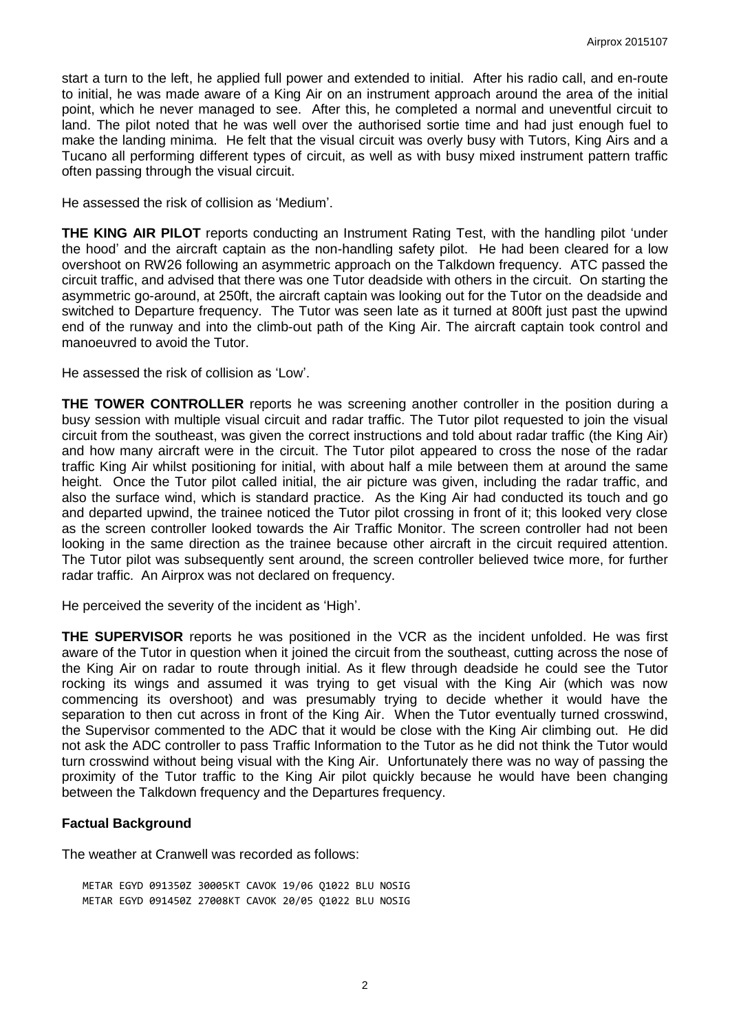start a turn to the left, he applied full power and extended to initial. After his radio call, and en-route to initial, he was made aware of a King Air on an instrument approach around the area of the initial point, which he never managed to see. After this, he completed a normal and uneventful circuit to land. The pilot noted that he was well over the authorised sortie time and had just enough fuel to make the landing minima. He felt that the visual circuit was overly busy with Tutors, King Airs and a Tucano all performing different types of circuit, as well as with busy mixed instrument pattern traffic often passing through the visual circuit.

He assessed the risk of collision as 'Medium'.

**THE KING AIR PILOT** reports conducting an Instrument Rating Test, with the handling pilot 'under the hood' and the aircraft captain as the non-handling safety pilot. He had been cleared for a low overshoot on RW26 following an asymmetric approach on the Talkdown frequency. ATC passed the circuit traffic, and advised that there was one Tutor deadside with others in the circuit. On starting the asymmetric go-around, at 250ft, the aircraft captain was looking out for the Tutor on the deadside and switched to Departure frequency. The Tutor was seen late as it turned at 800ft just past the upwind end of the runway and into the climb-out path of the King Air. The aircraft captain took control and manoeuvred to avoid the Tutor.

He assessed the risk of collision as 'Low'.

**THE TOWER CONTROLLER** reports he was screening another controller in the position during a busy session with multiple visual circuit and radar traffic. The Tutor pilot requested to join the visual circuit from the southeast, was given the correct instructions and told about radar traffic (the King Air) and how many aircraft were in the circuit. The Tutor pilot appeared to cross the nose of the radar traffic King Air whilst positioning for initial, with about half a mile between them at around the same height. Once the Tutor pilot called initial, the air picture was given, including the radar traffic, and also the surface wind, which is standard practice. As the King Air had conducted its touch and go and departed upwind, the trainee noticed the Tutor pilot crossing in front of it; this looked very close as the screen controller looked towards the Air Traffic Monitor. The screen controller had not been looking in the same direction as the trainee because other aircraft in the circuit required attention. The Tutor pilot was subsequently sent around, the screen controller believed twice more, for further radar traffic. An Airprox was not declared on frequency.

He perceived the severity of the incident as 'High'.

**THE SUPERVISOR** reports he was positioned in the VCR as the incident unfolded. He was first aware of the Tutor in question when it joined the circuit from the southeast, cutting across the nose of the King Air on radar to route through initial. As it flew through deadside he could see the Tutor rocking its wings and assumed it was trying to get visual with the King Air (which was now commencing its overshoot) and was presumably trying to decide whether it would have the separation to then cut across in front of the King Air. When the Tutor eventually turned crosswind, the Supervisor commented to the ADC that it would be close with the King Air climbing out. He did not ask the ADC controller to pass Traffic Information to the Tutor as he did not think the Tutor would turn crosswind without being visual with the King Air. Unfortunately there was no way of passing the proximity of the Tutor traffic to the King Air pilot quickly because he would have been changing between the Talkdown frequency and the Departures frequency.

### Factual Background

The weather at Cranwell was recorded as follows:

```
METAR EGYD 091350Z 30005KT CAVOK 19/06 Q1022 BLU NOSIG
METAR EGYD 091450Z 27008KT CAVOK 20/05 Q1022 BLU NOSIG
```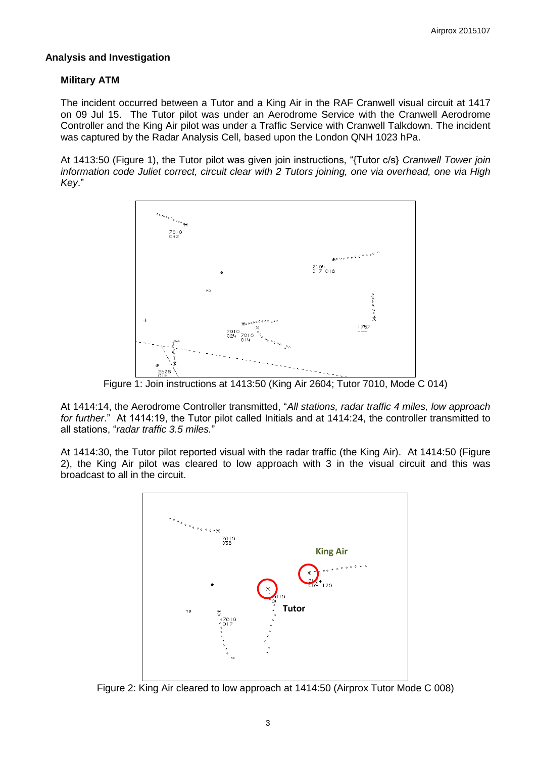## Analysis and Investigation

### Military ATM

The incident occurred between a Tutor and a King Air in the RAF Cranwell visual circuit at 1417 on 09 Jul 15. The Tutor pilot was under an Aerodrome Service with the Cranwell Aerodrome Controller and the King Air pilot was under a Traffic Service with Cranwell Talkdown. The incident was captured by the Radar Analysis Cell, based upon the London QNH 1023 hPa.

At 1413:50 (Figure 1), the Tutor pilot was given join instructions, "{Tutor c/s} *Cranwell Tower join information code Juliet correct, circuit clear with 2 Tutors joining, one via overhead, one via High Key*."

Figure 1: Join instructions at 1413:50 (King Air 2604; Tutor 7010, Mode C 014)

At 1414:14, the Aerodrome Controller transmitted, "*All stations, radar traffic 4 miles, low approach for further*." At 1414:19, the Tutor pilot called Initials and at 1414:24, the controller transmitted to all stations, "*radar traffic 3.5 miles.*"

At 1414:30, the Tutor pilot reported visual with the radar traffic (the King Air). At 1414:50 (Figure 2), the King Air pilot was cleared to low approach with 3 in the visual circuit and this was broadcast to all in the circuit.

Figure 2: King Air cleared to low approach at 1414:50 (Airprox Tutor Mode C 008)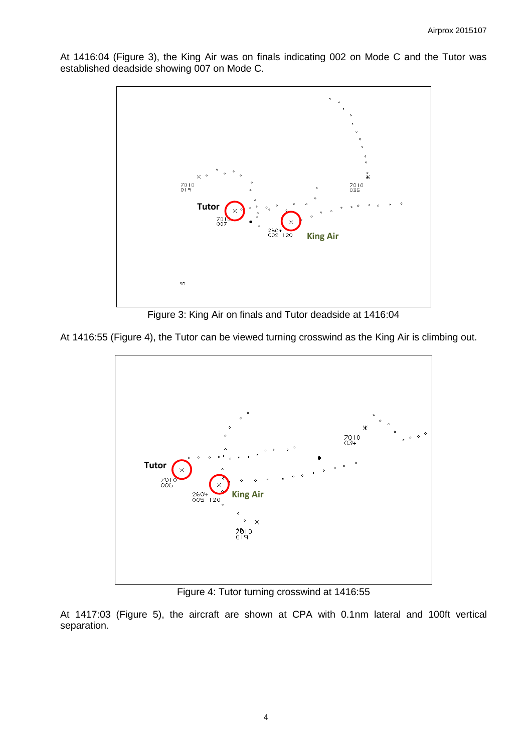At 1416:04 (Figure 3), the King Air was on finals indicating 002 on Mode C and the Tutor was established deadside showing 007 on Mode C.

Figure 3: King Air on finals and Tutor deadside at 1416:04

At 1416:55 (Figure 4), the Tutor can be viewed turning crosswind as the King Air is climbing out.

Figure 4: Tutor turning crosswind at 1416:55

At 1417:03 (Figure 5), the aircraft are shown at CPA with 0.1nm lateral and 100ft vertical separation.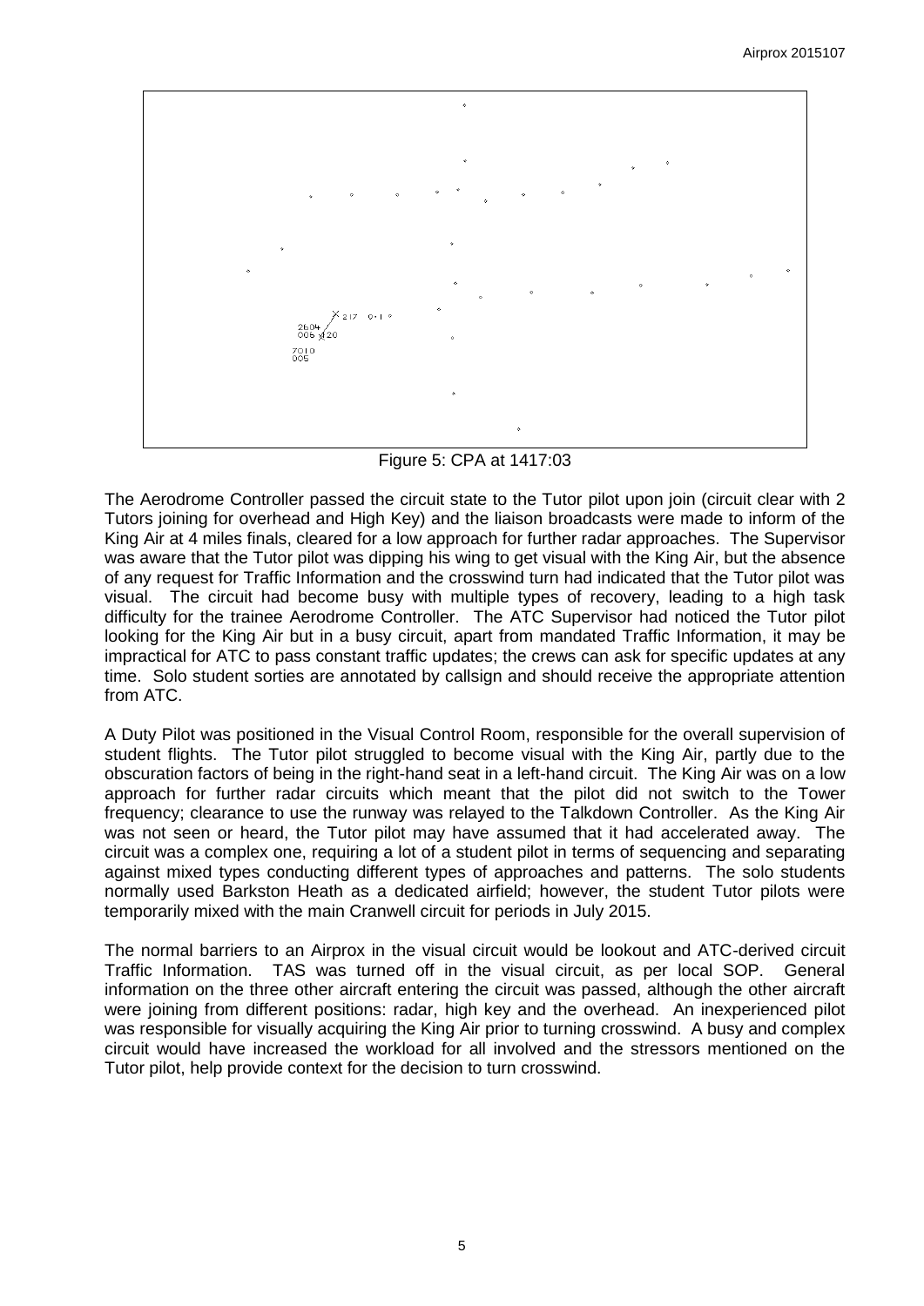Figure 5: CPA at 1417:03

The Aerodrome Controller passed the circuit state to the Tutor pilot upon join (circuit clear with 2 Tutors joining for overhead and High Key) and the liaison broadcasts were made to inform of the King Air at 4 miles finals, cleared for a low approach for further radar approaches. The Supervisor was aware that the Tutor pilot was dipping his wing to get visual with the King Air, but the absence of any request for Traffic Information and the crosswind turn had indicated that the Tutor pilot was visual. The circuit had become busy with multiple types of recovery, leading to a high task difficulty for the trainee Aerodrome Controller. The ATC Supervisor had noticed the Tutor pilot looking for the King Air but in a busy circuit, apart from mandated Traffic Information, it may be impractical for ATC to pass constant traffic updates; the crews can ask for specific updates at any time. Solo student sorties are annotated by callsign and should receive the appropriate attention from ATC.

A Duty Pilot was positioned in the Visual Control Room, responsible for the overall supervision of student flights. The Tutor pilot struggled to become visual with the King Air, partly due to the obscuration factors of being in the right-hand seat in a left-hand circuit. The King Air was on a low approach for further radar circuits which meant that the pilot did not switch to the Tower frequency; clearance to use the runway was relayed to the Talkdown Controller. As the King Air was not seen or heard, the Tutor pilot may have assumed that it had accelerated away. The circuit was a complex one, requiring a lot of a student pilot in terms of sequencing and separating against mixed types conducting different types of approaches and patterns. The solo students normally used Barkston Heath as a dedicated airfield; however, the student Tutor pilots were temporarily mixed with the main Cranwell circuit for periods in July 2015.

The normal barriers to an Airprox in the visual circuit would be lookout and ATC-derived circuit Traffic Information. TAS was turned off in the visual circuit, as per local SOP. General information on the three other aircraft entering the circuit was passed, although the other aircraft were joining from different positions: radar, high key and the overhead. An inexperienced pilot was responsible for visually acquiring the King Air prior to turning crosswind. A busy and complex circuit would have increased the workload for all involved and the stressors mentioned on the Tutor pilot, help provide context for the decision to turn crosswind.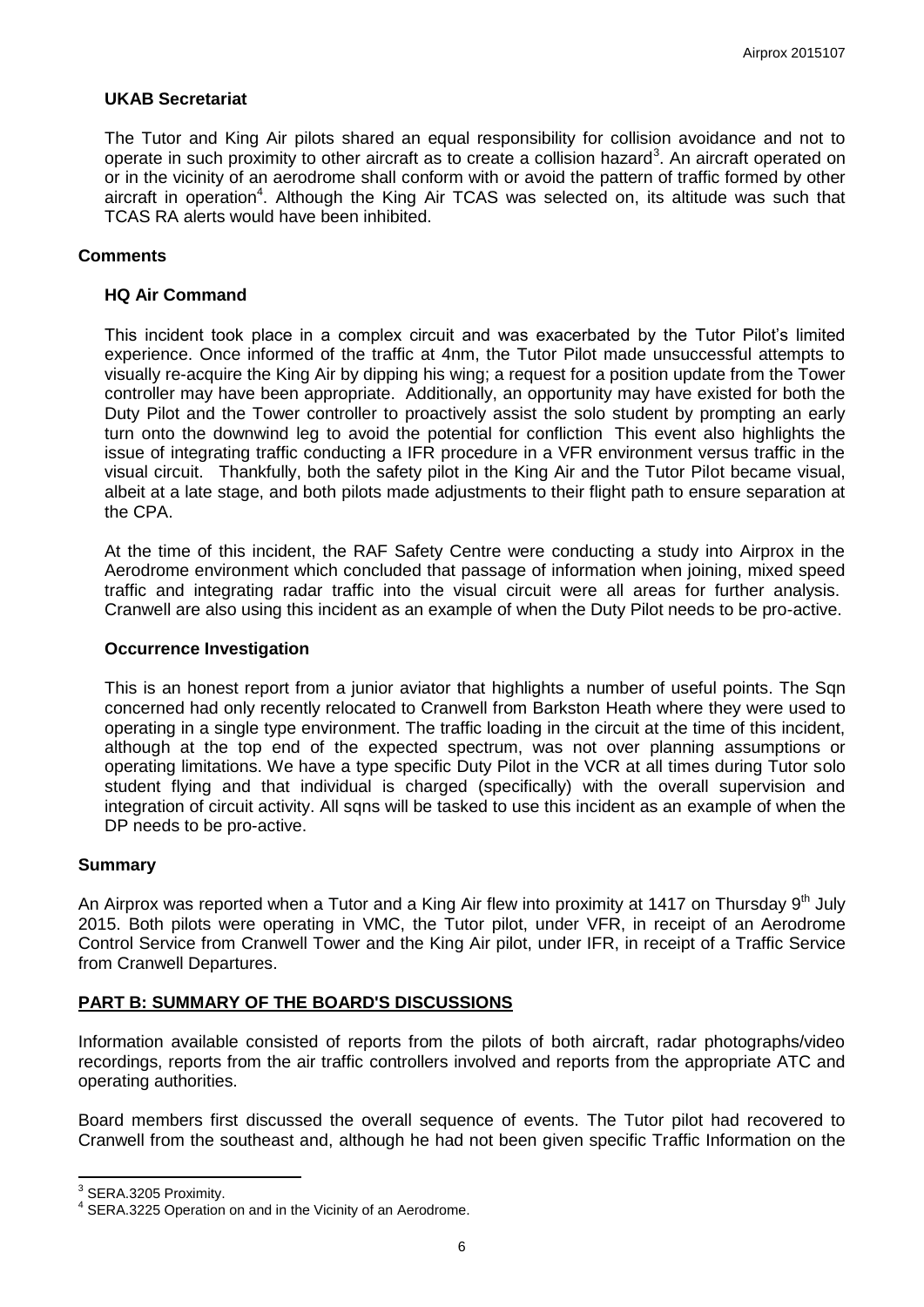### UKAB Secretariat

The Tutor and King Air pilots shared an equal responsibility for collision avoidance and not to operate in such proximity to other aircraft as to create a collision hazard[3]. An aircraft operated on or in the vicinity of an aerodrome shall conform with or avoid the pattern of traffic formed by other aircraft in operation[4]. Although the King Air TCAS was selected on, its altitude was such that TCAS RA alerts would have been inhibited.

## Comments

### HQ Air Command

This incident took place in a complex circuit and was exacerbated by the Tutor Pilot's limited experience. Once informed of the traffic at 4nm, the Tutor Pilot made unsuccessful attempts to visually re-acquire the King Air by dipping his wing; a request for a position update from the Tower controller may have been appropriate. Additionally, an opportunity may have existed for both the Duty Pilot and the Tower controller to proactively assist the solo student by prompting an early turn onto the downwind leg to avoid the potential for confliction This event also highlights the issue of integrating traffic conducting a IFR procedure in a VFR environment versus traffic in the visual circuit. Thankfully, both the safety pilot in the King Air and the Tutor Pilot became visual, albeit at a late stage, and both pilots made adjustments to their flight path to ensure separation at the CPA.

At the time of this incident, the RAF Safety Centre were conducting a study into Airprox in the Aerodrome environment which concluded that passage of information when joining, mixed speed traffic and integrating radar traffic into the visual circuit were all areas for further analysis. Cranwell are also using this incident as an example of when the Duty Pilot needs to be pro-active.

### Occurrence Investigation

This is an honest report from a junior aviator that highlights a number of useful points. The Sqn concerned had only recently relocated to Cranwell from Barkston Heath where they were used to operating in a single type environment. The traffic loading in the circuit at the time of this incident, although at the top end of the expected spectrum, was not over planning assumptions or operating limitations. We have a type specific Duty Pilot in the VCR at all times during Tutor solo student flying and that individual is charged (specifically) with the overall supervision and integration of circuit activity. All sqns will be tasked to use this incident as an example of when the DP needs to be pro-active.

## Summary

An Airprox was reported when a Tutor and a King Air flew into proximity at 1417 on Thursday 9th July 2015. Both pilots were operating in VMC, the Tutor pilot, under VFR, in receipt of an Aerodrome Control Service from Cranwell Tower and the King Air pilot, under IFR, in receipt of a Traffic Service from Cranwell Departures.

## PART B: SUMMARY OF THE BOARD'S DISCUSSIONS

Information available consisted of reports from the pilots of both aircraft, radar photographs/video recordings, reports from the air traffic controllers involved and reports from the appropriate ATC and operating authorities.

Board members first discussed the overall sequence of events. The Tutor pilot had recovered to Cranwell from the southeast and, although he had not been given specific Traffic Information on the

---

[3] SERA.3205 Proximity.

[4] SERA.3225 Operation on and in the Vicinity of an Aerodrome.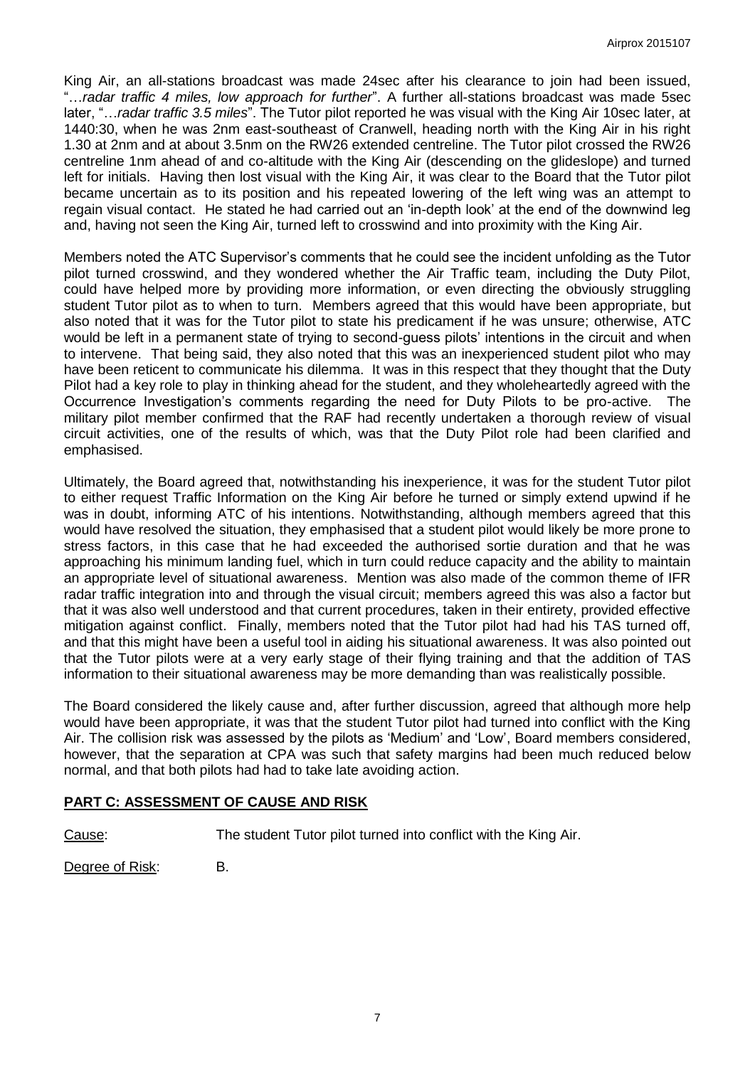King Air, an all-stations broadcast was made 24sec after his clearance to join had been issued, "…*radar traffic 4 miles, low approach for further*". A further all-stations broadcast was made 5sec later, "…*radar traffic 3.5 miles*". The Tutor pilot reported he was visual with the King Air 10sec later, at 1440:30, when he was 2nm east-southeast of Cranwell, heading north with the King Air in his right 1.30 at 2nm and at about 3.5nm on the RW26 extended centreline. The Tutor pilot crossed the RW26 centreline 1nm ahead of and co-altitude with the King Air (descending on the glideslope) and turned left for initials. Having then lost visual with the King Air, it was clear to the Board that the Tutor pilot became uncertain as to its position and his repeated lowering of the left wing was an attempt to regain visual contact. He stated he had carried out an 'in-depth look' at the end of the downwind leg and, having not seen the King Air, turned left to crosswind and into proximity with the King Air.

Members noted the ATC Supervisor's comments that he could see the incident unfolding as the Tutor pilot turned crosswind, and they wondered whether the Air Traffic team, including the Duty Pilot, could have helped more by providing more information, or even directing the obviously struggling student Tutor pilot as to when to turn. Members agreed that this would have been appropriate, but also noted that it was for the Tutor pilot to state his predicament if he was unsure; otherwise, ATC would be left in a permanent state of trying to second-guess pilots' intentions in the circuit and when to intervene. That being said, they also noted that this was an inexperienced student pilot who may have been reticent to communicate his dilemma. It was in this respect that they thought that the Duty Pilot had a key role to play in thinking ahead for the student, and they wholeheartedly agreed with the Occurrence Investigation's comments regarding the need for Duty Pilots to be pro-active. The military pilot member confirmed that the RAF had recently undertaken a thorough review of visual circuit activities, one of the results of which, was that the Duty Pilot role had been clarified and emphasised.

Ultimately, the Board agreed that, notwithstanding his inexperience, it was for the student Tutor pilot to either request Traffic Information on the King Air before he turned or simply extend upwind if he was in doubt, informing ATC of his intentions. Notwithstanding, although members agreed that this would have resolved the situation, they emphasised that a student pilot would likely be more prone to stress factors, in this case that he had exceeded the authorised sortie duration and that he was approaching his minimum landing fuel, which in turn could reduce capacity and the ability to maintain an appropriate level of situational awareness. Mention was also made of the common theme of IFR radar traffic integration into and through the visual circuit; members agreed this was also a factor but that it was also well understood and that current procedures, taken in their entirety, provided effective mitigation against conflict. Finally, members noted that the Tutor pilot had had his TAS turned off, and that this might have been a useful tool in aiding his situational awareness. It was also pointed out that the Tutor pilots were at a very early stage of their flying training and that the addition of TAS information to their situational awareness may be more demanding than was realistically possible.

The Board considered the likely cause and, after further discussion, agreed that although more help would have been appropriate, it was that the student Tutor pilot had turned into conflict with the King Air. The collision risk was assessed by the pilots as 'Medium' and 'Low', Board members considered, however, that the separation at CPA was such that safety margins had been much reduced below normal, and that both pilots had had to take late avoiding action.

## PART C: ASSESSMENT OF CAUSE AND RISK

Cause: The student Tutor pilot turned into conflict with the King Air.

Degree of Risk: B.